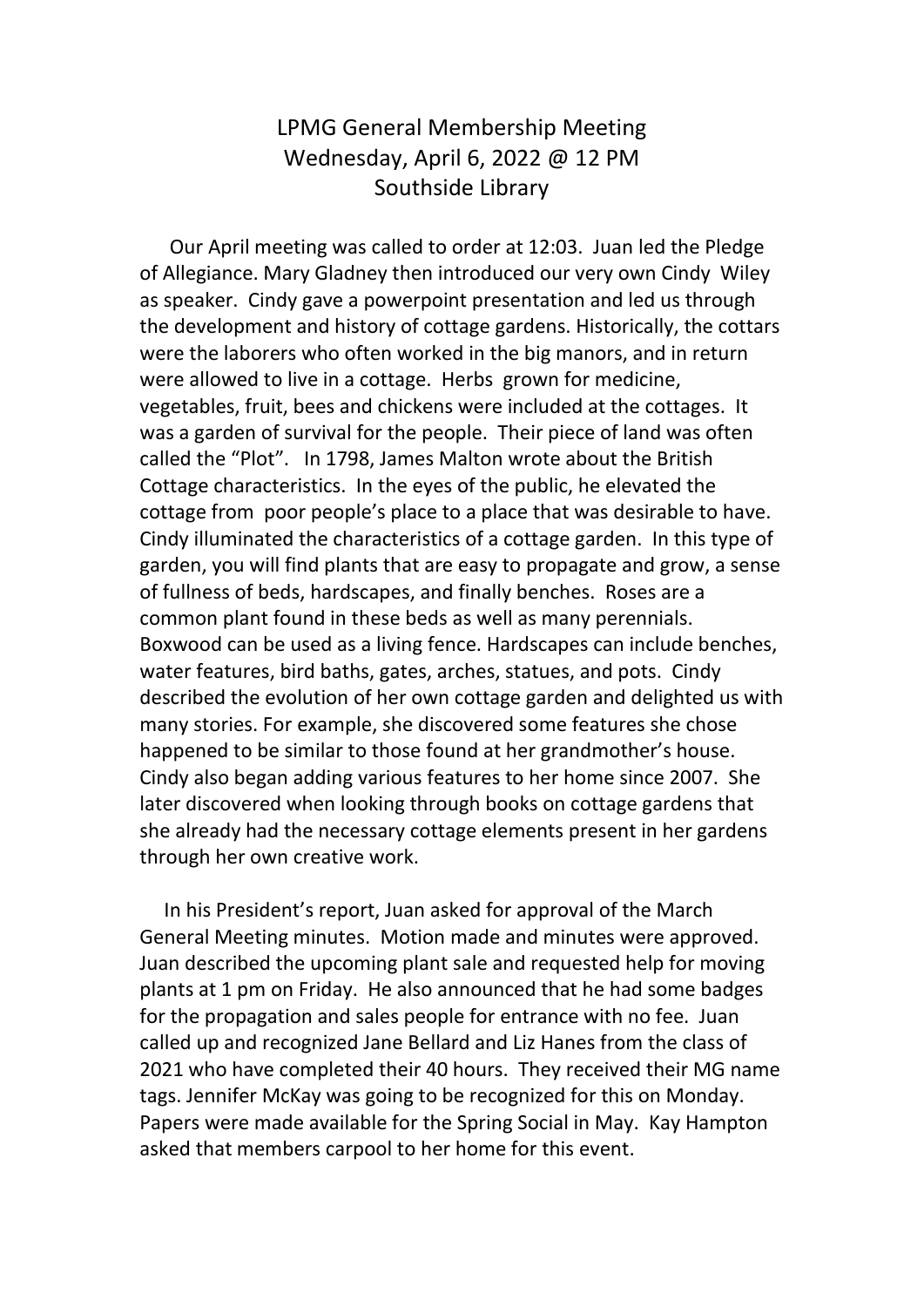# LPMG General Membership Meeting
## Wednesday, April 6, 2022 @ 12 PM
## Southside Library

Our April meeting was called to order at 12:03. Juan led the Pledge of Allegiance. Mary Gladney then introduced our very own Cindy Wiley as speaker. Cindy gave a powerpoint presentation and led us through the development and history of cottage gardens. Historically, the cottars were the laborers who often worked in the big manors, and in return were allowed to live in a cottage. Herbs grown for medicine, vegetables, fruit, bees and chickens were included at the cottages. It was a garden of survival for the people. Their piece of land was often called the "Plot". In 1798, James Malton wrote about the British Cottage characteristics. In the eyes of the public, he elevated the cottage from poor people's place to a place that was desirable to have. Cindy illuminated the characteristics of a cottage garden. In this type of garden, you will find plants that are easy to propagate and grow, a sense of fullness of beds, hardscapes, and finally benches. Roses are a common plant found in these beds as well as many perennials. Boxwood can be used as a living fence. Hardscapes can include benches, water features, bird baths, gates, arches, statues, and pots. Cindy described the evolution of her own cottage garden and delighted us with many stories. For example, she discovered some features she chose happened to be similar to those found at her grandmother's house. Cindy also began adding various features to her home since 2007. She later discovered when looking through books on cottage gardens that she already had the necessary cottage elements present in her gardens through her own creative work.

In his President's report, Juan asked for approval of the March General Meeting minutes. Motion made and minutes were approved. Juan described the upcoming plant sale and requested help for moving plants at 1 pm on Friday. He also announced that he had some badges for the propagation and sales people for entrance with no fee. Juan called up and recognized Jane Bellard and Liz Hanes from the class of 2021 who have completed their 40 hours. They received their MG name tags. Jennifer McKay was going to be recognized for this on Monday. Papers were made available for the Spring Social in May. Kay Hampton asked that members carpool to her home for this event.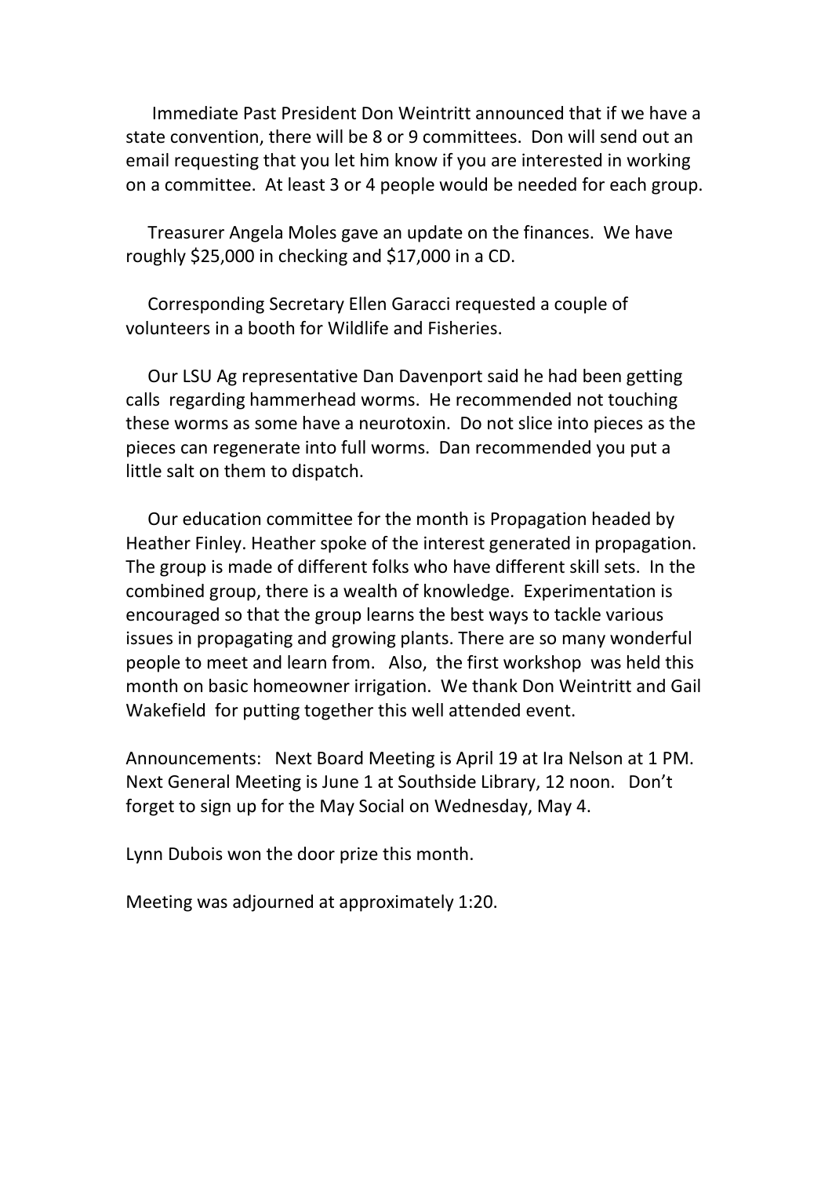Immediate Past President Don Weintritt announced that if we have a state convention, there will be 8 or 9 committees. Don will send out an email requesting that you let him know if you are interested in working on a committee. At least 3 or 4 people would be needed for each group.

Treasurer Angela Moles gave an update on the finances. We have roughly $25,000 in checking and $17,000 in a CD.

Corresponding Secretary Ellen Garacci requested a couple of volunteers in a booth for Wildlife and Fisheries.

Our LSU Ag representative Dan Davenport said he had been getting calls regarding hammerhead worms. He recommended not touching these worms as some have a neurotoxin. Do not slice into pieces as the pieces can regenerate into full worms. Dan recommended you put a little salt on them to dispatch.

Our education committee for the month is Propagation headed by Heather Finley. Heather spoke of the interest generated in propagation. The group is made of different folks who have different skill sets. In the combined group, there is a wealth of knowledge. Experimentation is encouraged so that the group learns the best ways to tackle various issues in propagating and growing plants. There are so many wonderful people to meet and learn from. Also, the first workshop was held this month on basic homeowner irrigation. We thank Don Weintritt and Gail Wakefield for putting together this well attended event.

Announcements: Next Board Meeting is April 19 at Ira Nelson at 1 PM. Next General Meeting is June 1 at Southside Library, 12 noon. Don't forget to sign up for the May Social on Wednesday, May 4.

Lynn Dubois won the door prize this month.

Meeting was adjourned at approximately 1:20.